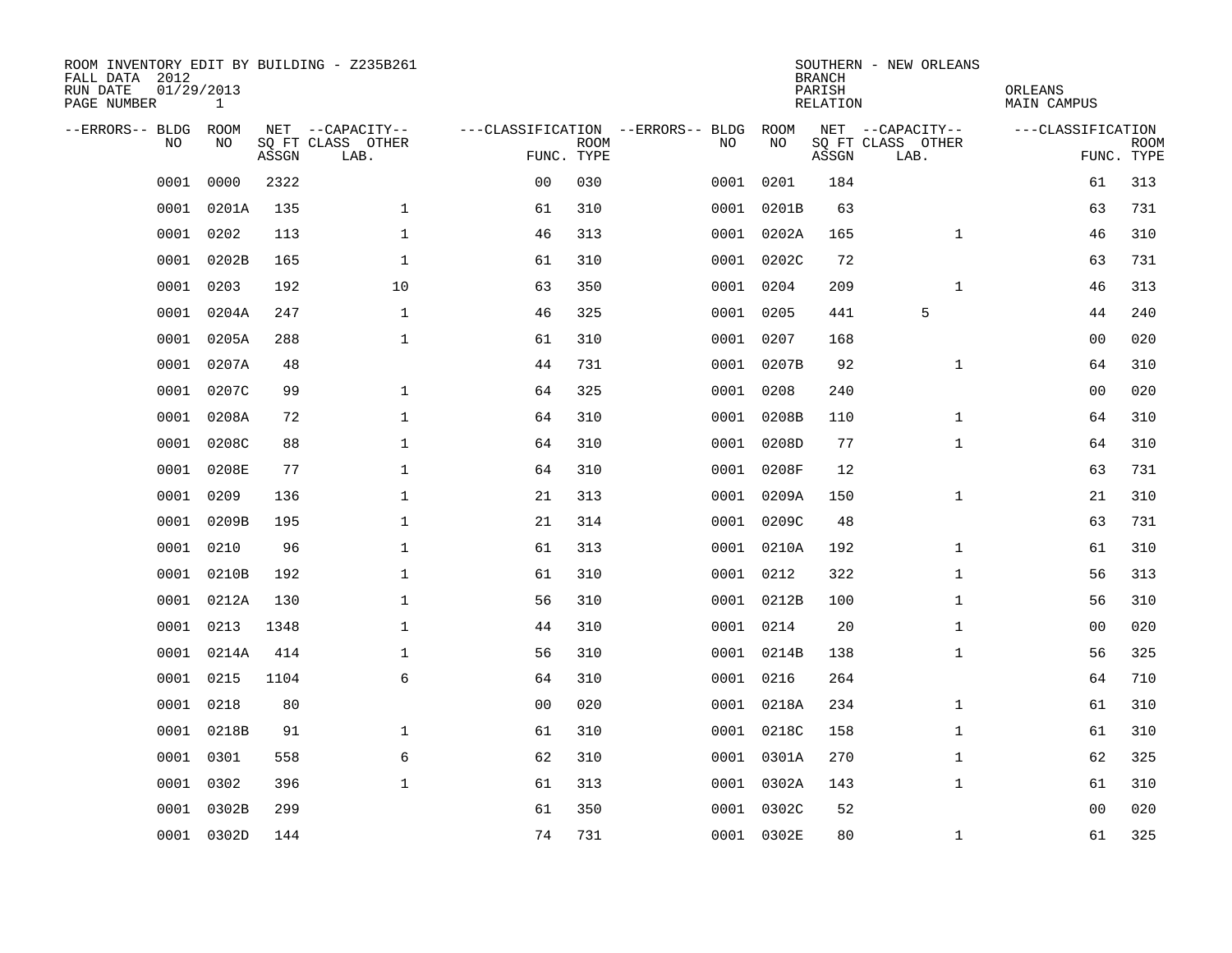ROOM INVENTORY EDIT BY BUILDING - Z235B261
FALL DATA 2012
RUN DATE 01/29/2013
PAGE NUMBER 1

SOUTHERN - NEW ORLEANS
BRANCH
PARISH ORLEANS
RELATION MAIN CAMPUS

| --ERRORS-- | BLDG NO | ROOM NO | NET SQ FT ASSGN | --CAPACITY-- CLASS LAB. | OTHER | ---CLASSIFICATION FUNC. | ROOM TYPE | --ERRORS-- | BLDG NO | ROOM NO | NET SQ FT ASSGN | --CAPACITY-- CLASS LAB. | OTHER | ---CLASSIFICATION FUNC. | ROOM TYPE |
|---|---|---|---|---|---|---|---|---|---|---|---|---|---|---|---|
| | 0001 | 0000 | 2322 | | | 00 | 030 | | 0001 | 0201 | 184 | | | 61 | 313 |
| | 0001 | 0201A | 135 | | 1 | 61 | 310 | | 0001 | 0201B | 63 | | | 63 | 731 |
| | 0001 | 0202 | 113 | | 1 | 46 | 313 | | 0001 | 0202A | 165 | | 1 | 46 | 310 |
| | 0001 | 0202B | 165 | | 1 | 61 | 310 | | 0001 | 0202C | 72 | | | 63 | 731 |
| | 0001 | 0203 | 192 | | 10 | 63 | 350 | | 0001 | 0204 | 209 | | 1 | 46 | 313 |
| | 0001 | 0204A | 247 | | 1 | 46 | 325 | | 0001 | 0205 | 441 | 5 | | 44 | 240 |
| | 0001 | 0205A | 288 | | 1 | 61 | 310 | | 0001 | 0207 | 168 | | | 00 | 020 |
| | 0001 | 0207A | 48 | | | 44 | 731 | | 0001 | 0207B | 92 | | 1 | 64 | 310 |
| | 0001 | 0207C | 99 | | 1 | 64 | 325 | | 0001 | 0208 | 240 | | | 00 | 020 |
| | 0001 | 0208A | 72 | | 1 | 64 | 310 | | 0001 | 0208B | 110 | | 1 | 64 | 310 |
| | 0001 | 0208C | 88 | | 1 | 64 | 310 | | 0001 | 0208D | 77 | | 1 | 64 | 310 |
| | 0001 | 0208E | 77 | | 1 | 64 | 310 | | 0001 | 0208F | 12 | | | 63 | 731 |
| | 0001 | 0209 | 136 | | 1 | 21 | 313 | | 0001 | 0209A | 150 | | 1 | 21 | 310 |
| | 0001 | 0209B | 195 | | 1 | 21 | 314 | | 0001 | 0209C | 48 | | | 63 | 731 |
| | 0001 | 0210 | 96 | | 1 | 61 | 313 | | 0001 | 0210A | 192 | | 1 | 61 | 310 |
| | 0001 | 0210B | 192 | | 1 | 61 | 310 | | 0001 | 0212 | 322 | | 1 | 56 | 313 |
| | 0001 | 0212A | 130 | | 1 | 56 | 310 | | 0001 | 0212B | 100 | | 1 | 56 | 310 |
| | 0001 | 0213 | 1348 | | 1 | 44 | 310 | | 0001 | 0214 | 20 | | 1 | 00 | 020 |
| | 0001 | 0214A | 414 | | 1 | 56 | 310 | | 0001 | 0214B | 138 | | 1 | 56 | 325 |
| | 0001 | 0215 | 1104 | | 6 | 64 | 310 | | 0001 | 0216 | 264 | | | 64 | 710 |
| | 0001 | 0218 | 80 | | | 00 | 020 | | 0001 | 0218A | 234 | | 1 | 61 | 310 |
| | 0001 | 0218B | 91 | | 1 | 61 | 310 | | 0001 | 0218C | 158 | | 1 | 61 | 310 |
| | 0001 | 0301 | 558 | | 6 | 62 | 310 | | 0001 | 0301A | 270 | | 1 | 62 | 325 |
| | 0001 | 0302 | 396 | | 1 | 61 | 313 | | 0001 | 0302A | 143 | | 1 | 61 | 310 |
| | 0001 | 0302B | 299 | | | 61 | 350 | | 0001 | 0302C | 52 | | | 00 | 020 |
| | 0001 | 0302D | 144 | | | 74 | 731 | | 0001 | 0302E | 80 | | 1 | 61 | 325 |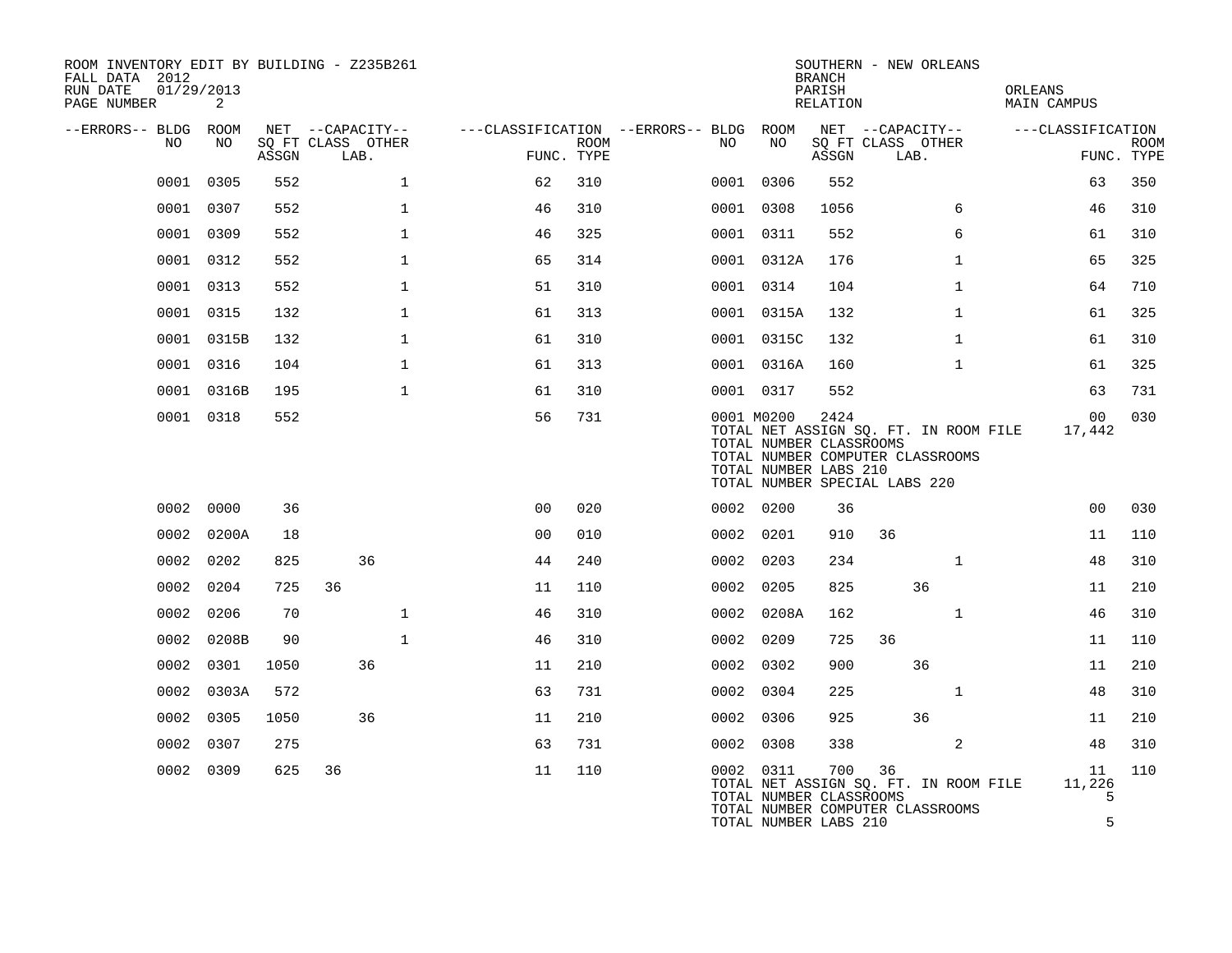ROOM INVENTORY EDIT BY BUILDING - Z235B261
FALL DATA 2012
RUN DATE 01/29/2013
PAGE NUMBER 2

SOUTHERN - NEW ORLEANS
BRANCH
PARISH ORLEANS
RELATION MAIN CAMPUS

| --ERRORS-- | BLDG NO | ROOM NO | NET SQ FT ASSGN | CAPACITY CLASS | CAPACITY LAB. | CAPACITY OTHER | CLASSIFICATION FUNC. | ROOM TYPE | --ERRORS-- | BLDG NO | ROOM NO | NET SQ FT ASSGN | CAPACITY CLASS | CAPACITY LAB. | CAPACITY OTHER | CLASSIFICATION FUNC. | ROOM TYPE |
|---|---|---|---|---|---|---|---|---|---|---|---|---|---|---|---|---|---|
| | 0001 | 0305 | 552 | | | 1 | 62 | 310 | | 0001 | 0306 | 552 | | | | 63 | 350 |
| | 0001 | 0307 | 552 | | | 1 | 46 | 310 | | 0001 | 0308 | 1056 | | | 6 | 46 | 310 |
| | 0001 | 0309 | 552 | | | 1 | 46 | 325 | | 0001 | 0311 | 552 | | | 6 | 61 | 310 |
| | 0001 | 0312 | 552 | | | 1 | 65 | 314 | | 0001 | 0312A | 176 | | | 1 | 65 | 325 |
| | 0001 | 0313 | 552 | | | 1 | 51 | 310 | | 0001 | 0314 | 104 | | | 1 | 64 | 710 |
| | 0001 | 0315 | 132 | | | 1 | 61 | 313 | | 0001 | 0315A | 132 | | | 1 | 61 | 325 |
| | 0001 | 0315B | 132 | | | 1 | 61 | 310 | | 0001 | 0315C | 132 | | | 1 | 61 | 310 |
| | 0001 | 0316 | 104 | | | 1 | 61 | 313 | | 0001 | 0316A | 160 | | | 1 | 61 | 325 |
| | 0001 | 0316B | 195 | | | 1 | 61 | 310 | | 0001 | 0317 | 552 | | | | 63 | 731 |
| | 0001 | 0318 | 552 | | | | 56 | 731 | | 0001 | M0200 | 2424 | | | | 00 | 030 |
| | | | | | | | | | | TOTAL NET ASSIGN SQ. FT. IN ROOM FILE | | | | | | 17,442 | |
| | | | | | | | | | | TOTAL NUMBER CLASSROOMS | | | | | | | |
| | | | | | | | | | | TOTAL NUMBER COMPUTER CLASSROOMS | | | | | | | |
| | | | | | | | | | | TOTAL NUMBER LABS 210 | | | | | | | |
| | | | | | | | | | | TOTAL NUMBER SPECIAL LABS 220 | | | | | | | |
| | 0002 | 0000 | 36 | | | | 00 | 020 | | 0002 | 0200 | 36 | | | | 00 | 030 |
| | 0002 | 0200A | 18 | | | | 00 | 010 | | 0002 | 0201 | 910 | 36 | | | 11 | 110 |
| | 0002 | 0202 | 825 | | 36 | | 44 | 240 | | 0002 | 0203 | 234 | | | 1 | 48 | 310 |
| | 0002 | 0204 | 725 | 36 | | | 11 | 110 | | 0002 | 0205 | 825 | | 36 | | 11 | 210 |
| | 0002 | 0206 | 70 | | | 1 | 46 | 310 | | 0002 | 0208A | 162 | | | 1 | 46 | 310 |
| | 0002 | 0208B | 90 | | | 1 | 46 | 310 | | 0002 | 0209 | 725 | 36 | | | 11 | 110 |
| | 0002 | 0301 | 1050 | | 36 | | 11 | 210 | | 0002 | 0302 | 900 | | 36 | | 11 | 210 |
| | 0002 | 0303A | 572 | | | | 63 | 731 | | 0002 | 0304 | 225 | | | 1 | 48 | 310 |
| | 0002 | 0305 | 1050 | | 36 | | 11 | 210 | | 0002 | 0306 | 925 | | 36 | | 11 | 210 |
| | 0002 | 0307 | 275 | | | | 63 | 731 | | 0002 | 0308 | 338 | | | 2 | 48 | 310 |
| | 0002 | 0309 | 625 | 36 | | | 11 | 110 | | 0002 | 0311 | 700 | 36 | | | 11 | 110 |
| | | | | | | | | | | TOTAL NET ASSIGN SQ. FT. IN ROOM FILE | | | | | | 11,226 | |
| | | | | | | | | | | TOTAL NUMBER CLASSROOMS | | | | | | 5 | |
| | | | | | | | | | | TOTAL NUMBER COMPUTER CLASSROOMS | | | | | | | |
| | | | | | | | | | | TOTAL NUMBER LABS 210 | | | | | | 5 | |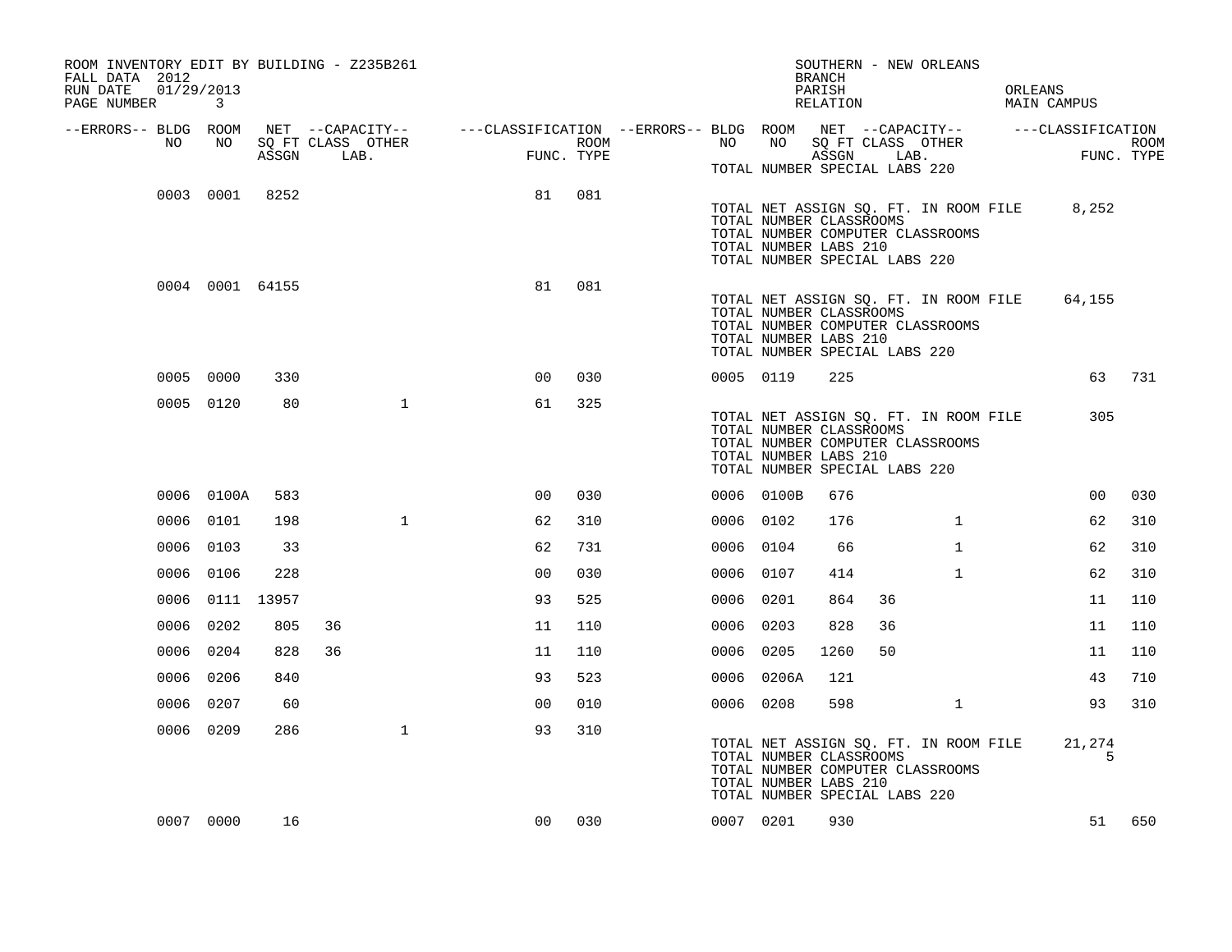ROOM INVENTORY EDIT BY BUILDING - Z235B261
FALL DATA 2012
RUN DATE 01/29/2013
PAGE NUMBER 3

SOUTHERN - NEW ORLEANS
BRANCH
PARISH ORLEANS
RELATION MAIN CAMPUS

| --ERRORS-- | BLDG NO | ROOM NO | NET SQ FT ASSGN | CAPACITY CLASS | CAPACITY LAB. | CAPACITY OTHER | FUNC. | ROOM TYPE | --ERRORS-- | BLDG NO | ROOM NO | NET SQ FT ASSGN | CAPACITY CLASS | CAPACITY LAB. | CAPACITY OTHER | FUNC. | ROOM TYPE |
|---|---|---|---|---|---|---|---|---|---|---|---|---|---|---|---|---|---|
| | | | | | | | | | | TOTAL NUMBER SPECIAL LABS 220 | | | | | | | |
| | 0003 | 0001 | 8252 | | | | 81 | 081 | | | | | | | | | |
| | | | | | | | | | | TOTAL NET ASSIGN SQ. FT. IN ROOM FILE | | | | | | 8,252 | |
| | | | | | | | | | | TOTAL NUMBER CLASSROOMS | | | | | | | |
| | | | | | | | | | | TOTAL NUMBER COMPUTER CLASSROOMS | | | | | | | |
| | | | | | | | | | | TOTAL NUMBER LABS 210 | | | | | | | |
| | | | | | | | | | | TOTAL NUMBER SPECIAL LABS 220 | | | | | | | |
| | 0004 | 0001 | 64155 | | | | 81 | 081 | | | | | | | | | |
| | | | | | | | | | | TOTAL NET ASSIGN SQ. FT. IN ROOM FILE | | | | | | 64,155 | |
| | | | | | | | | | | TOTAL NUMBER CLASSROOMS | | | | | | | |
| | | | | | | | | | | TOTAL NUMBER COMPUTER CLASSROOMS | | | | | | | |
| | | | | | | | | | | TOTAL NUMBER LABS 210 | | | | | | | |
| | | | | | | | | | | TOTAL NUMBER SPECIAL LABS 220 | | | | | | | |
| | 0005 | 0000 | 330 | | | | 00 | 030 | | 0005 | 0119 | 225 | | | | 63 | 731 |
| | 0005 | 0120 | 80 | | | 1 | 61 | 325 | | | | | | | | | |
| | | | | | | | | | | TOTAL NET ASSIGN SQ. FT. IN ROOM FILE | | | | | | 305 | |
| | | | | | | | | | | TOTAL NUMBER CLASSROOMS | | | | | | | |
| | | | | | | | | | | TOTAL NUMBER COMPUTER CLASSROOMS | | | | | | | |
| | | | | | | | | | | TOTAL NUMBER LABS 210 | | | | | | | |
| | | | | | | | | | | TOTAL NUMBER SPECIAL LABS 220 | | | | | | | |
| | 0006 | 0100A | 583 | | | | 00 | 030 | | 0006 | 0100B | 676 | | | | 00 | 030 |
| | 0006 | 0101 | 198 | | | 1 | 62 | 310 | | 0006 | 0102 | 176 | | | 1 | 62 | 310 |
| | 0006 | 0103 | 33 | | | | 62 | 731 | | 0006 | 0104 | 66 | | | 1 | 62 | 310 |
| | 0006 | 0106 | 228 | | | | 00 | 030 | | 0006 | 0107 | 414 | | | 1 | 62 | 310 |
| | 0006 | 0111 | 13957 | | | | 93 | 525 | | 0006 | 0201 | 864 | 36 | | | 11 | 110 |
| | 0006 | 0202 | 805 | 36 | | | 11 | 110 | | 0006 | 0203 | 828 | 36 | | | 11 | 110 |
| | 0006 | 0204 | 828 | 36 | | | 11 | 110 | | 0006 | 0205 | 1260 | 50 | | | 11 | 110 |
| | 0006 | 0206 | 840 | | | | 93 | 523 | | 0006 | 0206A | 121 | | | | 43 | 710 |
| | 0006 | 0207 | 60 | | | | 00 | 010 | | 0006 | 0208 | 598 | | | 1 | 93 | 310 |
| | 0006 | 0209 | 286 | | | 1 | 93 | 310 | | | | | | | | | |
| | | | | | | | | | | TOTAL NET ASSIGN SQ. FT. IN ROOM FILE | | | | | | 21,274 | |
| | | | | | | | | | | TOTAL NUMBER CLASSROOMS | | | | | | 5 | |
| | | | | | | | | | | TOTAL NUMBER COMPUTER CLASSROOMS | | | | | | | |
| | | | | | | | | | | TOTAL NUMBER LABS 210 | | | | | | | |
| | | | | | | | | | | TOTAL NUMBER SPECIAL LABS 220 | | | | | | | |
| | 0007 | 0000 | 16 | | | | 00 | 030 | | 0007 | 0201 | 930 | | | | 51 | 650 |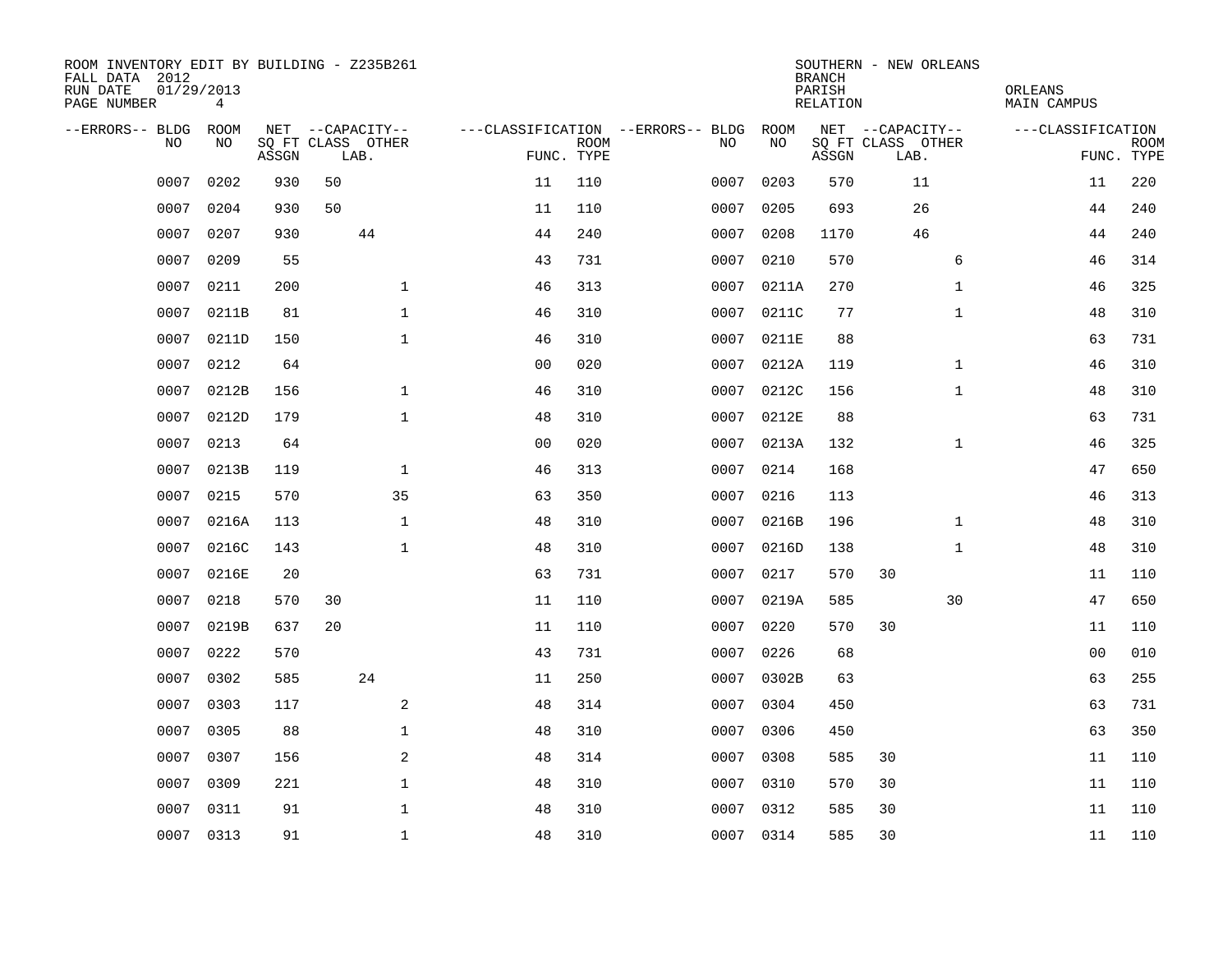ROOM INVENTORY EDIT BY BUILDING - Z235B261
FALL DATA 2012
RUN DATE 01/29/2013
PAGE NUMBER 4

SOUTHERN - NEW ORLEANS
BRANCH
PARISH ORLEANS
RELATION MAIN CAMPUS

| --ERRORS-- | BLDG NO | ROOM NO | NET SQ FT ASSGN | --CAPACITY-- CLASS LAB. | OTHER | ---CLASSIFICATION FUNC. | ROOM TYPE | --ERRORS-- | BLDG NO | ROOM NO | NET SQ FT ASSGN | --CAPACITY-- CLASS LAB. | OTHER | ---CLASSIFICATION FUNC. | ROOM TYPE |
|---|---|---|---|---|---|---|---|---|---|---|---|---|---|---|---|
| | 0007 | 0202 | 930 | 50 | | 11 | 110 | | 0007 | 0203 | 570 | 11 | | 11 | 220 |
| | 0007 | 0204 | 930 | 50 | | 11 | 110 | | 0007 | 0205 | 693 | 26 | | 44 | 240 |
| | 0007 | 0207 | 930 | 44 | | 44 | 240 | | 0007 | 0208 | 1170 | 46 | | 44 | 240 |
| | 0007 | 0209 | 55 | | | 43 | 731 | | 0007 | 0210 | 570 | | 6 | 46 | 314 |
| | 0007 | 0211 | 200 | | 1 | 46 | 313 | | 0007 | 0211A | 270 | | 1 | 46 | 325 |
| | 0007 | 0211B | 81 | | 1 | 46 | 310 | | 0007 | 0211C | 77 | | 1 | 48 | 310 |
| | 0007 | 0211D | 150 | | 1 | 46 | 310 | | 0007 | 0211E | 88 | | | 63 | 731 |
| | 0007 | 0212 | 64 | | | 00 | 020 | | 0007 | 0212A | 119 | | 1 | 46 | 310 |
| | 0007 | 0212B | 156 | | 1 | 46 | 310 | | 0007 | 0212C | 156 | | 1 | 48 | 310 |
| | 0007 | 0212D | 179 | | 1 | 48 | 310 | | 0007 | 0212E | 88 | | | 63 | 731 |
| | 0007 | 0213 | 64 | | | 00 | 020 | | 0007 | 0213A | 132 | | 1 | 46 | 325 |
| | 0007 | 0213B | 119 | | 1 | 46 | 313 | | 0007 | 0214 | 168 | | | 47 | 650 |
| | 0007 | 0215 | 570 | | 35 | 63 | 350 | | 0007 | 0216 | 113 | | | 46 | 313 |
| | 0007 | 0216A | 113 | | 1 | 48 | 310 | | 0007 | 0216B | 196 | | 1 | 48 | 310 |
| | 0007 | 0216C | 143 | | 1 | 48 | 310 | | 0007 | 0216D | 138 | | 1 | 48 | 310 |
| | 0007 | 0216E | 20 | | | 63 | 731 | | 0007 | 0217 | 570 | 30 | | 11 | 110 |
| | 0007 | 0218 | 570 | 30 | | 11 | 110 | | 0007 | 0219A | 585 | | 30 | 47 | 650 |
| | 0007 | 0219B | 637 | 20 | | 11 | 110 | | 0007 | 0220 | 570 | 30 | | 11 | 110 |
| | 0007 | 0222 | 570 | | | 43 | 731 | | 0007 | 0226 | 68 | | | 00 | 010 |
| | 0007 | 0302 | 585 | 24 | | 11 | 250 | | 0007 | 0302B | 63 | | | 63 | 255 |
| | 0007 | 0303 | 117 | | 2 | 48 | 314 | | 0007 | 0304 | 450 | | | 63 | 731 |
| | 0007 | 0305 | 88 | | 1 | 48 | 310 | | 0007 | 0306 | 450 | | | 63 | 350 |
| | 0007 | 0307 | 156 | | 2 | 48 | 314 | | 0007 | 0308 | 585 | 30 | | 11 | 110 |
| | 0007 | 0309 | 221 | | 1 | 48 | 310 | | 0007 | 0310 | 570 | 30 | | 11 | 110 |
| | 0007 | 0311 | 91 | | 1 | 48 | 310 | | 0007 | 0312 | 585 | 30 | | 11 | 110 |
| | 0007 | 0313 | 91 | | 1 | 48 | 310 | | 0007 | 0314 | 585 | 30 | | 11 | 110 |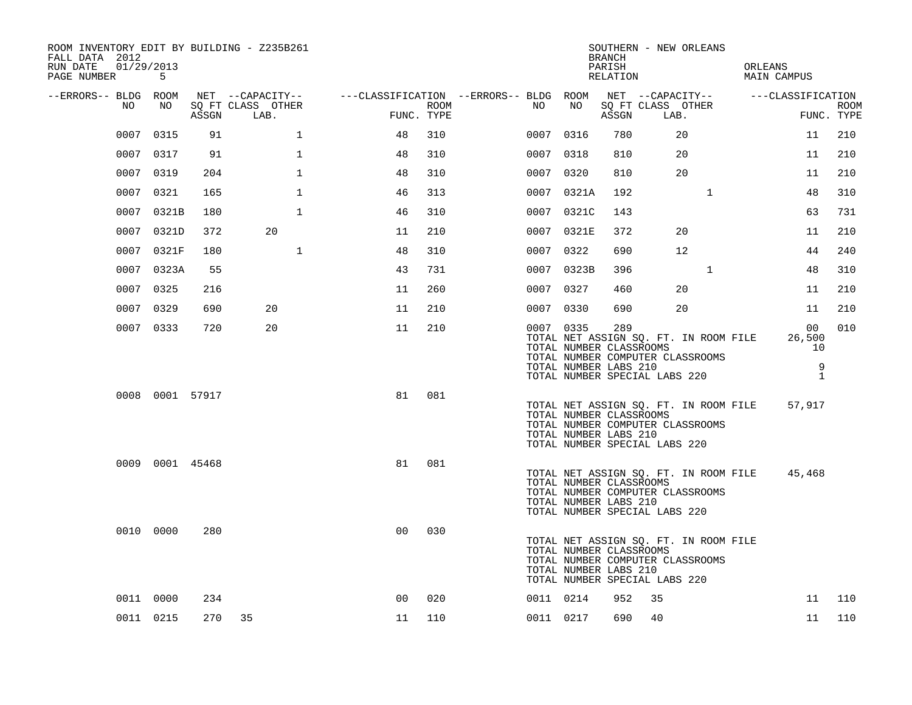ROOM INVENTORY EDIT BY BUILDING - Z235B261
FALL DATA 2012
RUN DATE 01/29/2013

SOUTHERN - NEW ORLEANS
BRANCH
PARISH ORLEANS
RELATION MAIN CAMPUS

| --ERRORS-- | BLDG NO | ROOM NO | NET SQ FT ASSGN | CAPACITY CLASS LAB. | CAPACITY OTHER | CLASSIFICATION FUNC. | ROOM TYPE | --ERRORS-- | BLDG NO | ROOM NO | NET SQ FT ASSGN | CAPACITY CLASS LAB. | CAPACITY OTHER | CLASSIFICATION FUNC. | ROOM TYPE |
|---|---|---|---|---|---|---|---|---|---|---|---|---|---|---|---|
| | 0007 | 0315 | 91 | | 1 | 48 | 310 | | 0007 | 0316 | 780 | 20 | | 11 | 210 |
| | 0007 | 0317 | 91 | | 1 | 48 | 310 | | 0007 | 0318 | 810 | 20 | | 11 | 210 |
| | 0007 | 0319 | 204 | | 1 | 48 | 310 | | 0007 | 0320 | 810 | 20 | | 11 | 210 |
| | 0007 | 0321 | 165 | | 1 | 46 | 313 | | 0007 | 0321A | 192 | | 1 | 48 | 310 |
| | 0007 | 0321B | 180 | | 1 | 46 | 310 | | 0007 | 0321C | 143 | | | 63 | 731 |
| | 0007 | 0321D | 372 | 20 | | 11 | 210 | | 0007 | 0321E | 372 | 20 | | 11 | 210 |
| | 0007 | 0321F | 180 | | 1 | 48 | 310 | | 0007 | 0322 | 690 | 12 | | 44 | 240 |
| | 0007 | 0323A | 55 | | | 43 | 731 | | 0007 | 0323B | 396 | | 1 | 48 | 310 |
| | 0007 | 0325 | 216 | | | 11 | 260 | | 0007 | 0327 | 460 | 20 | | 11 | 210 |
| | 0007 | 0329 | 690 | 20 | | 11 | 210 | | 0007 | 0330 | 690 | 20 | | 11 | 210 |
| | 0007 | 0333 | 720 | 20 | | 11 | 210 | | 0007 | 0335 | 289 | | | 00 | 010 |
| | | | | | | | | | | TOTAL NET ASSIGN SQ. FT. IN ROOM FILE | | | | 26,500 | |
| | | | | | | | | | | TOTAL NUMBER CLASSROOMS | | | | 10 | |
| | | | | | | | | | | TOTAL NUMBER COMPUTER CLASSROOMS | | | | | |
| | | | | | | | | | | TOTAL NUMBER LABS 210 | | | | 9 | |
| | | | | | | | | | | TOTAL NUMBER SPECIAL LABS 220 | | | | 1 | |
| | 0008 | 0001 | 57917 | | | 81 | 081 | | | | | | | | |
| | | | | | | | | | | TOTAL NET ASSIGN SQ. FT. IN ROOM FILE | | | | 57,917 | |
| | | | | | | | | | | TOTAL NUMBER CLASSROOMS | | | | | |
| | | | | | | | | | | TOTAL NUMBER COMPUTER CLASSROOMS | | | | | |
| | | | | | | | | | | TOTAL NUMBER LABS 210 | | | | | |
| | | | | | | | | | | TOTAL NUMBER SPECIAL LABS 220 | | | | | |
| | 0009 | 0001 | 45468 | | | 81 | 081 | | | | | | | | |
| | | | | | | | | | | TOTAL NET ASSIGN SQ. FT. IN ROOM FILE | | | | 45,468 | |
| | | | | | | | | | | TOTAL NUMBER CLASSROOMS | | | | | |
| | | | | | | | | | | TOTAL NUMBER COMPUTER CLASSROOMS | | | | | |
| | | | | | | | | | | TOTAL NUMBER LABS 210 | | | | | |
| | | | | | | | | | | TOTAL NUMBER SPECIAL LABS 220 | | | | | |
| | 0010 | 0000 | 280 | | | 00 | 030 | | | | | | | | |
| | | | | | | | | | | TOTAL NET ASSIGN SQ. FT. IN ROOM FILE | | | | | |
| | | | | | | | | | | TOTAL NUMBER CLASSROOMS | | | | | |
| | | | | | | | | | | TOTAL NUMBER COMPUTER CLASSROOMS | | | | | |
| | | | | | | | | | | TOTAL NUMBER LABS 210 | | | | | |
| | | | | | | | | | | TOTAL NUMBER SPECIAL LABS 220 | | | | | |
| | 0011 | 0000 | 234 | | | 00 | 020 | | 0011 | 0214 | 952 | 35 | | 11 | 110 |
| | 0011 | 0215 | 270 | 35 | | 11 | 110 | | 0011 | 0217 | 690 | 40 | | 11 | 110 |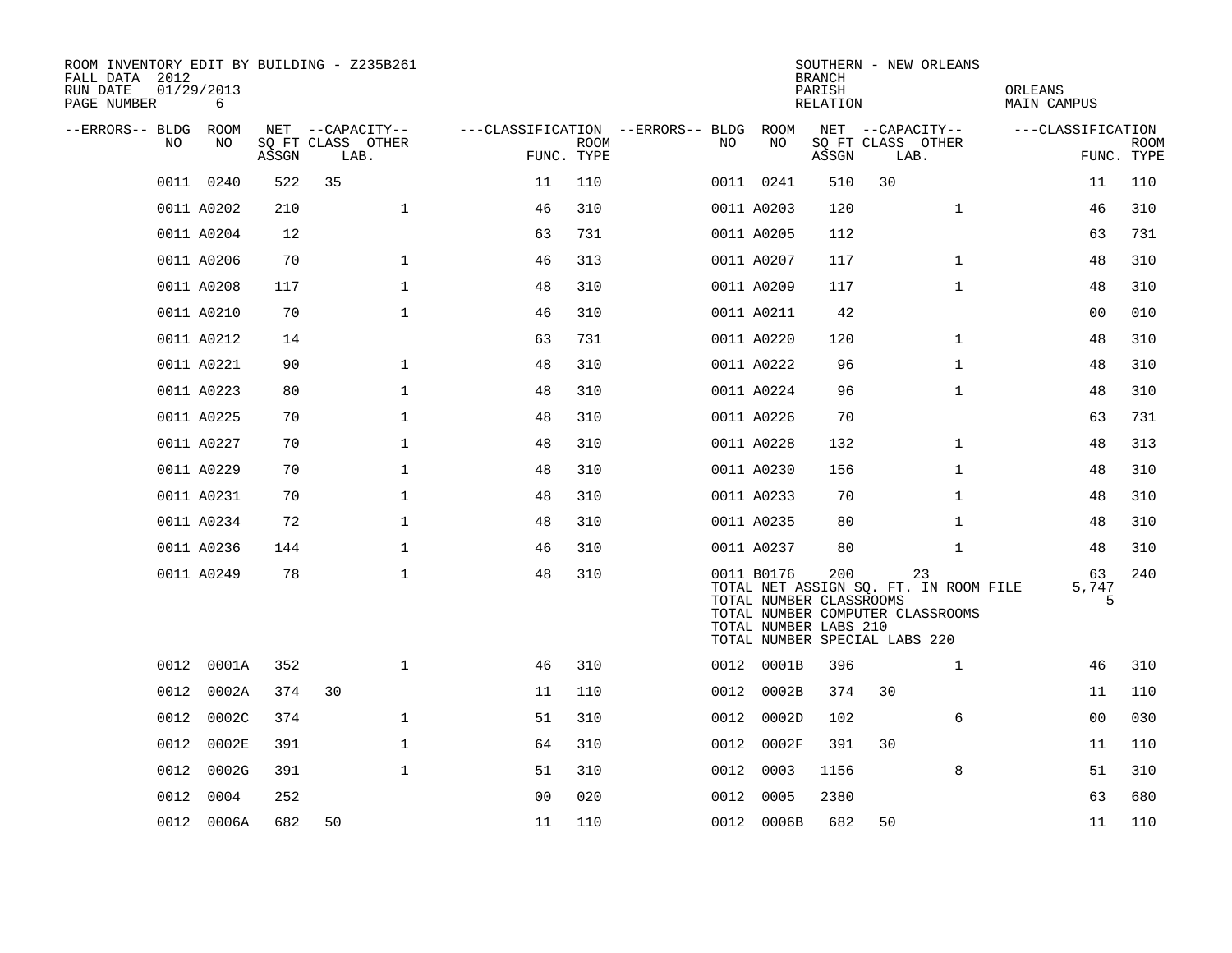ROOM INVENTORY EDIT BY BUILDING - Z235B261
FALL DATA 2012
RUN DATE 01/29/2013
PAGE NUMBER 6

SOUTHERN - NEW ORLEANS
BRANCH
PARISH ORLEANS
RELATION MAIN CAMPUS

| --ERRORS-- | BLDG NO | ROOM NO | NET SQ FT ASSGN | CAPACITY CLASS LAB. | CAPACITY OTHER | CLASSIFICATION FUNC. | ROOM TYPE | --ERRORS-- | BLDG NO | ROOM NO | NET SQ FT ASSGN | CAPACITY CLASS LAB. | CAPACITY OTHER | CLASSIFICATION FUNC. | ROOM TYPE |
|---|---|---|---|---|---|---|---|---|---|---|---|---|---|---|---|
| | 0011 | 0240 | 522 | 35 | | 11 | 110 | | 0011 | 0241 | 510 | 30 | | 11 | 110 |
| | 0011 | A0202 | 210 | | 1 | 46 | 310 | | 0011 | A0203 | 120 | | 1 | 46 | 310 |
| | 0011 | A0204 | 12 | | | 63 | 731 | | 0011 | A0205 | 112 | | | 63 | 731 |
| | 0011 | A0206 | 70 | | 1 | 46 | 313 | | 0011 | A0207 | 117 | | 1 | 48 | 310 |
| | 0011 | A0208 | 117 | | 1 | 48 | 310 | | 0011 | A0209 | 117 | | 1 | 48 | 310 |
| | 0011 | A0210 | 70 | | 1 | 46 | 310 | | 0011 | A0211 | 42 | | | 00 | 010 |
| | 0011 | A0212 | 14 | | | 63 | 731 | | 0011 | A0220 | 120 | | 1 | 48 | 310 |
| | 0011 | A0221 | 90 | | 1 | 48 | 310 | | 0011 | A0222 | 96 | | 1 | 48 | 310 |
| | 0011 | A0223 | 80 | | 1 | 48 | 310 | | 0011 | A0224 | 96 | | 1 | 48 | 310 |
| | 0011 | A0225 | 70 | | 1 | 48 | 310 | | 0011 | A0226 | 70 | | | 63 | 731 |
| | 0011 | A0227 | 70 | | 1 | 48 | 310 | | 0011 | A0228 | 132 | | 1 | 48 | 313 |
| | 0011 | A0229 | 70 | | 1 | 48 | 310 | | 0011 | A0230 | 156 | | 1 | 48 | 310 |
| | 0011 | A0231 | 70 | | 1 | 48 | 310 | | 0011 | A0233 | 70 | | 1 | 48 | 310 |
| | 0011 | A0234 | 72 | | 1 | 48 | 310 | | 0011 | A0235 | 80 | | 1 | 48 | 310 |
| | 0011 | A0236 | 144 | | 1 | 46 | 310 | | 0011 | A0237 | 80 | | 1 | 48 | 310 |
| | 0011 | A0249 | 78 | | 1 | 48 | 310 | | 0011 | B0176 | 200 | | 23 | 63 | 240 |
| | | | | | | | | | TOTAL NET ASSIGN SQ. FT. IN ROOM FILE | | | | | 5,747 | |
| | | | | | | | | | TOTAL NUMBER CLASSROOMS | | | | | 5 | |
| | | | | | | | | | TOTAL NUMBER COMPUTER CLASSROOMS | | | | | | |
| | | | | | | | | | TOTAL NUMBER LABS 210 | | | | | | |
| | | | | | | | | | TOTAL NUMBER SPECIAL LABS 220 | | | | | | |
| | 0012 | 0001A | 352 | | 1 | 46 | 310 | | 0012 | 0001B | 396 | | 1 | 46 | 310 |
| | 0012 | 0002A | 374 | 30 | | 11 | 110 | | 0012 | 0002B | 374 | 30 | | 11 | 110 |
| | 0012 | 0002C | 374 | | 1 | 51 | 310 | | 0012 | 0002D | 102 | | 6 | 00 | 030 |
| | 0012 | 0002E | 391 | | 1 | 64 | 310 | | 0012 | 0002F | 391 | 30 | | 11 | 110 |
| | 0012 | 0002G | 391 | | 1 | 51 | 310 | | 0012 | 0003 | 1156 | | 8 | 51 | 310 |
| | 0012 | 0004 | 252 | | | 00 | 020 | | 0012 | 0005 | 2380 | | | 63 | 680 |
| | 0012 | 0006A | 682 | 50 | | 11 | 110 | | 0012 | 0006B | 682 | 50 | | 11 | 110 |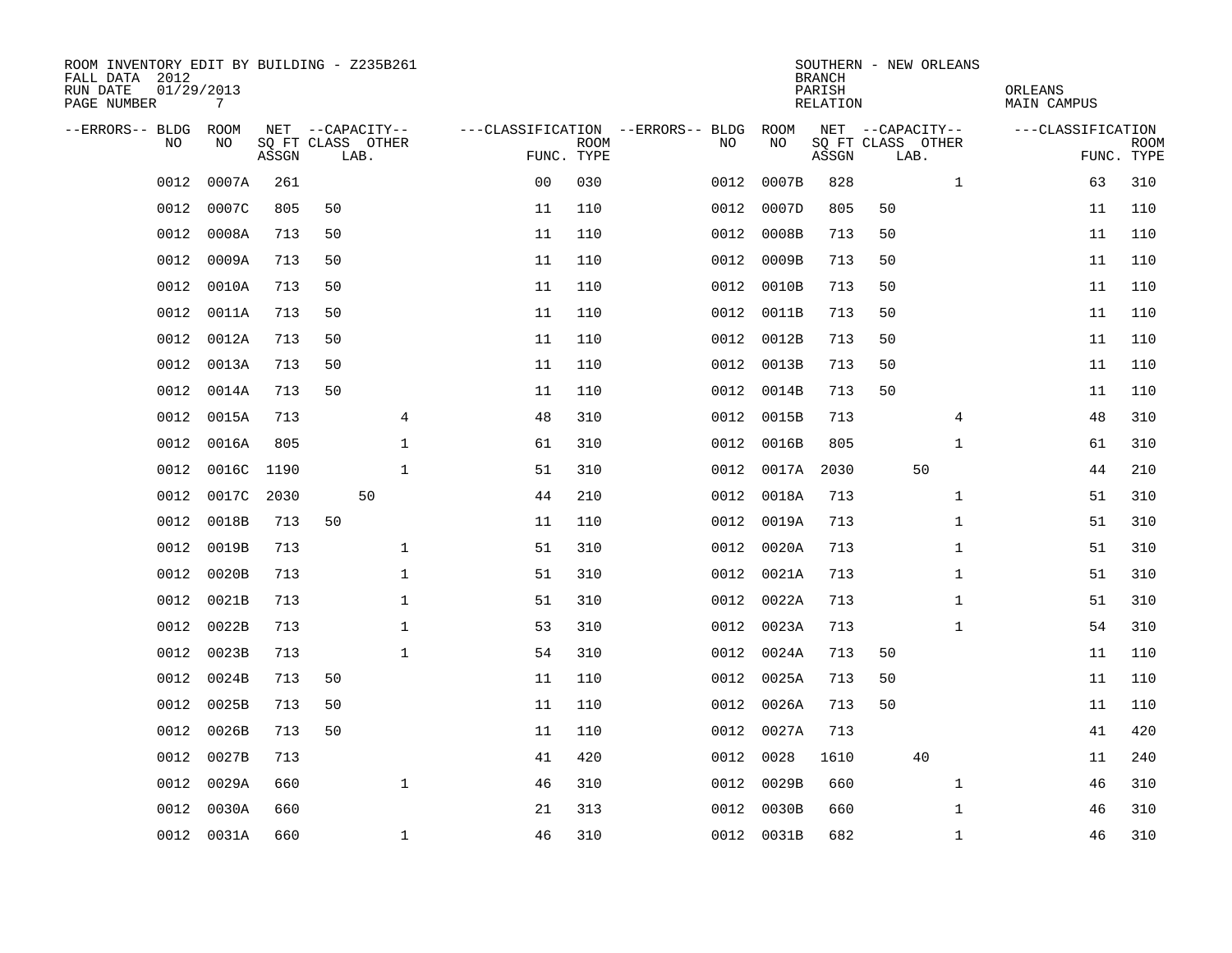ROOM INVENTORY EDIT BY BUILDING - Z235B261
FALL DATA 2012
RUN DATE 01/29/2013
PAGE NUMBER 7

SOUTHERN - NEW ORLEANS
BRANCH
PARISH ORLEANS
RELATION MAIN CAMPUS

| --ERRORS-- | BLDG NO | ROOM NO | NET SQ FT ASSGN | CAPACITY CLASS LAB. | CAPACITY OTHER | CLASSIFICATION FUNC. | ROOM TYPE | --ERRORS-- | BLDG NO | ROOM NO | NET SQ FT ASSGN | CAPACITY CLASS LAB. | CAPACITY OTHER | CLASSIFICATION FUNC. | ROOM TYPE |
|---|---|---|---|---|---|---|---|---|---|---|---|---|---|---|---|
| | 0012 | 0007A | 261 | | | 00 | 030 | | 0012 | 0007B | 828 | | 1 | 63 | 310 |
| | 0012 | 0007C | 805 | 50 | | 11 | 110 | | 0012 | 0007D | 805 | 50 | | 11 | 110 |
| | 0012 | 0008A | 713 | 50 | | 11 | 110 | | 0012 | 0008B | 713 | 50 | | 11 | 110 |
| | 0012 | 0009A | 713 | 50 | | 11 | 110 | | 0012 | 0009B | 713 | 50 | | 11 | 110 |
| | 0012 | 0010A | 713 | 50 | | 11 | 110 | | 0012 | 0010B | 713 | 50 | | 11 | 110 |
| | 0012 | 0011A | 713 | 50 | | 11 | 110 | | 0012 | 0011B | 713 | 50 | | 11 | 110 |
| | 0012 | 0012A | 713 | 50 | | 11 | 110 | | 0012 | 0012B | 713 | 50 | | 11 | 110 |
| | 0012 | 0013A | 713 | 50 | | 11 | 110 | | 0012 | 0013B | 713 | 50 | | 11 | 110 |
| | 0012 | 0014A | 713 | 50 | | 11 | 110 | | 0012 | 0014B | 713 | 50 | | 11 | 110 |
| | 0012 | 0015A | 713 | | 4 | 48 | 310 | | 0012 | 0015B | 713 | | 4 | 48 | 310 |
| | 0012 | 0016A | 805 | | 1 | 61 | 310 | | 0012 | 0016B | 805 | | 1 | 61 | 310 |
| | 0012 | 0016C | 1190 | | 1 | 51 | 310 | | 0012 | 0017A | 2030 | 50 | | 44 | 210 |
| | 0012 | 0017C | 2030 | 50 | | 44 | 210 | | 0012 | 0018A | 713 | | 1 | 51 | 310 |
| | 0012 | 0018B | 713 | 50 | | 11 | 110 | | 0012 | 0019A | 713 | | 1 | 51 | 310 |
| | 0012 | 0019B | 713 | | 1 | 51 | 310 | | 0012 | 0020A | 713 | | 1 | 51 | 310 |
| | 0012 | 0020B | 713 | | 1 | 51 | 310 | | 0012 | 0021A | 713 | | 1 | 51 | 310 |
| | 0012 | 0021B | 713 | | 1 | 51 | 310 | | 0012 | 0022A | 713 | | 1 | 51 | 310 |
| | 0012 | 0022B | 713 | | 1 | 53 | 310 | | 0012 | 0023A | 713 | | 1 | 54 | 310 |
| | 0012 | 0023B | 713 | | 1 | 54 | 310 | | 0012 | 0024A | 713 | 50 | | 11 | 110 |
| | 0012 | 0024B | 713 | 50 | | 11 | 110 | | 0012 | 0025A | 713 | 50 | | 11 | 110 |
| | 0012 | 0025B | 713 | 50 | | 11 | 110 | | 0012 | 0026A | 713 | 50 | | 11 | 110 |
| | 0012 | 0026B | 713 | 50 | | 11 | 110 | | 0012 | 0027A | 713 | | | 41 | 420 |
| | 0012 | 0027B | 713 | | | 41 | 420 | | 0012 | 0028 | 1610 | 40 | | 11 | 240 |
| | 0012 | 0029A | 660 | | 1 | 46 | 310 | | 0012 | 0029B | 660 | | 1 | 46 | 310 |
| | 0012 | 0030A | 660 | | | 21 | 313 | | 0012 | 0030B | 660 | | 1 | 46 | 310 |
| | 0012 | 0031A | 660 | | 1 | 46 | 310 | | 0012 | 0031B | 682 | | 1 | 46 | 310 |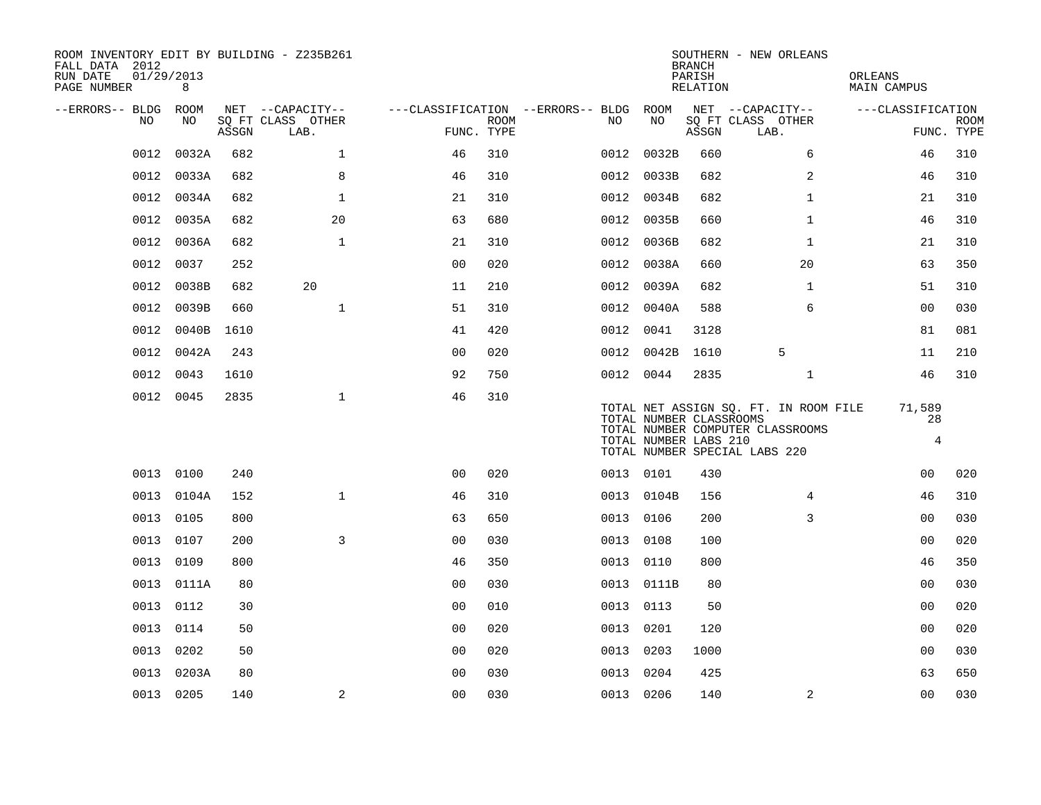ROOM INVENTORY EDIT BY BUILDING - Z235B261
FALL DATA 2012
RUN DATE 01/29/2013
PAGE NUMBER 8

SOUTHERN - NEW ORLEANS
BRANCH
PARISH ORLEANS
RELATION MAIN CAMPUS

| --ERRORS-- | BLDG NO | ROOM NO | NET SQ FT ASSGN | CAPACITY CLASS | CAPACITY OTHER LAB. | CLASSIFICATION FUNC. | ROOM TYPE | --ERRORS-- | BLDG NO | ROOM NO | NET SQ FT ASSGN | CAPACITY CLASS | CAPACITY OTHER LAB. | CLASSIFICATION FUNC. | ROOM TYPE |
|---|---|---|---|---|---|---|---|---|---|---|---|---|---|---|---|
| | 0012 | 0032A | 682 | | 1 | 46 | 310 | | 0012 | 0032B | 660 | | 6 | 46 | 310 |
| | 0012 | 0033A | 682 | | 8 | 46 | 310 | | 0012 | 0033B | 682 | | 2 | 46 | 310 |
| | 0012 | 0034A | 682 | | 1 | 21 | 310 | | 0012 | 0034B | 682 | | 1 | 21 | 310 |
| | 0012 | 0035A | 682 | | 20 | 63 | 680 | | 0012 | 0035B | 660 | | 1 | 46 | 310 |
| | 0012 | 0036A | 682 | | 1 | 21 | 310 | | 0012 | 0036B | 682 | | 1 | 21 | 310 |
| | 0012 | 0037 | 252 | | | 00 | 020 | | 0012 | 0038A | 660 | | 20 | 63 | 350 |
| | 0012 | 0038B | 682 | 20 | | 11 | 210 | | 0012 | 0039A | 682 | | 1 | 51 | 310 |
| | 0012 | 0039B | 660 | | 1 | 51 | 310 | | 0012 | 0040A | 588 | | 6 | 00 | 030 |
| | 0012 | 0040B | 1610 | | | 41 | 420 | | 0012 | 0041 | 3128 | | | 81 | 081 |
| | 0012 | 0042A | 243 | | | 00 | 020 | | 0012 | 0042B | 1610 | 5 | | 11 | 210 |
| | 0012 | 0043 | 1610 | | | 92 | 750 | | 0012 | 0044 | 2835 | | 1 | 46 | 310 |
| | 0012 | 0045 | 2835 | | 1 | 46 | 310 | | | | | | | | |

TOTAL NET ASSIGN SQ. FT. IN ROOM FILE 71,589
TOTAL NUMBER CLASSROOMS 28
TOTAL NUMBER COMPUTER CLASSROOMS
TOTAL NUMBER LABS 210 4
TOTAL NUMBER SPECIAL LABS 220

| --ERRORS-- | BLDG NO | ROOM NO | NET SQ FT ASSGN | CAPACITY CLASS | CAPACITY OTHER LAB. | CLASSIFICATION FUNC. | ROOM TYPE | --ERRORS-- | BLDG NO | ROOM NO | NET SQ FT ASSGN | CAPACITY CLASS | CAPACITY OTHER LAB. | CLASSIFICATION FUNC. | ROOM TYPE |
|---|---|---|---|---|---|---|---|---|---|---|---|---|---|---|---|
| | 0013 | 0100 | 240 | | | 00 | 020 | | 0013 | 0101 | 430 | | | 00 | 020 |
| | 0013 | 0104A | 152 | | 1 | 46 | 310 | | 0013 | 0104B | 156 | | 4 | 46 | 310 |
| | 0013 | 0105 | 800 | | | 63 | 650 | | 0013 | 0106 | 200 | | 3 | 00 | 030 |
| | 0013 | 0107 | 200 | | 3 | 00 | 030 | | 0013 | 0108 | 100 | | | 00 | 020 |
| | 0013 | 0109 | 800 | | | 46 | 350 | | 0013 | 0110 | 800 | | | 46 | 350 |
| | 0013 | 0111A | 80 | | | 00 | 030 | | 0013 | 0111B | 80 | | | 00 | 030 |
| | 0013 | 0112 | 30 | | | 00 | 010 | | 0013 | 0113 | 50 | | | 00 | 020 |
| | 0013 | 0114 | 50 | | | 00 | 020 | | 0013 | 0201 | 120 | | | 00 | 020 |
| | 0013 | 0202 | 50 | | | 00 | 020 | | 0013 | 0203 | 1000 | | | 00 | 030 |
| | 0013 | 0203A | 80 | | | 00 | 030 | | 0013 | 0204 | 425 | | | 63 | 650 |
| | 0013 | 0205 | 140 | | 2 | 00 | 030 | | 0013 | 0206 | 140 | | 2 | 00 | 030 |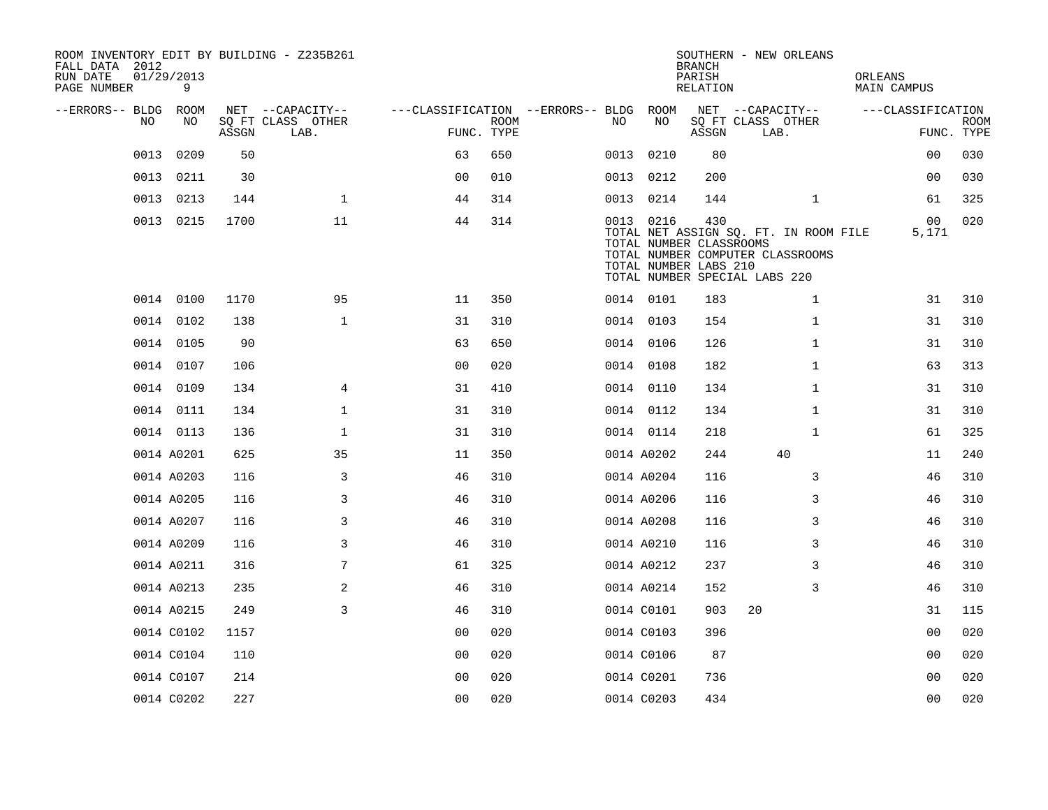ROOM INVENTORY EDIT BY BUILDING - Z235B261
FALL DATA 2012
RUN DATE 01/29/2013
PAGE NUMBER 9

SOUTHERN - NEW ORLEANS
BRANCH
PARISH ORLEANS
RELATION MAIN CAMPUS

| --ERRORS-- | BLDG NO | ROOM NO | NET SQ FT ASSGN | CAPACITY CLASS LAB. | CAPACITY OTHER | CLASSIFICATION FUNC. | ROOM TYPE | --ERRORS-- | BLDG NO | ROOM NO | NET SQ FT ASSGN | CAPACITY CLASS LAB. | CAPACITY OTHER | CLASSIFICATION FUNC. | ROOM TYPE |
|---|---|---|---|---|---|---|---|---|---|---|---|---|---|---|---|
| | 0013 | 0209 | 50 | | | 63 | 650 | | 0013 | 0210 | 80 | | | 00 | 030 |
| | 0013 | 0211 | 30 | | | 00 | 010 | | 0013 | 0212 | 200 | | | 00 | 030 |
| | 0013 | 0213 | 144 | | 1 | 44 | 314 | | 0013 | 0214 | 144 | | 1 | 61 | 325 |
| | 0013 | 0215 | 1700 | | 11 | 44 | 314 | | 0013 | 0216 | 430 | | | 00 | 020 |
| | | | | | | | | | TOTAL NET ASSIGN SQ. FT. IN ROOM FILE | | | | | 5,171 | |
| | | | | | | | | | TOTAL NUMBER CLASSROOMS | | | | | | |
| | | | | | | | | | TOTAL NUMBER COMPUTER CLASSROOMS | | | | | | |
| | | | | | | | | | TOTAL NUMBER LABS 210 | | | | | | |
| | | | | | | | | | TOTAL NUMBER SPECIAL LABS 220 | | | | | | |
| | 0014 | 0100 | 1170 | | 95 | 11 | 350 | | 0014 | 0101 | 183 | | 1 | 31 | 310 |
| | 0014 | 0102 | 138 | | 1 | 31 | 310 | | 0014 | 0103 | 154 | | 1 | 31 | 310 |
| | 0014 | 0105 | 90 | | | 63 | 650 | | 0014 | 0106 | 126 | | 1 | 31 | 310 |
| | 0014 | 0107 | 106 | | | 00 | 020 | | 0014 | 0108 | 182 | | 1 | 63 | 313 |
| | 0014 | 0109 | 134 | | 4 | 31 | 410 | | 0014 | 0110 | 134 | | 1 | 31 | 310 |
| | 0014 | 0111 | 134 | | 1 | 31 | 310 | | 0014 | 0112 | 134 | | 1 | 31 | 310 |
| | 0014 | 0113 | 136 | | 1 | 31 | 310 | | 0014 | 0114 | 218 | | 1 | 61 | 325 |
| | 0014 | A0201 | 625 | | 35 | 11 | 350 | | 0014 | A0202 | 244 | 40 | | 11 | 240 |
| | 0014 | A0203 | 116 | | 3 | 46 | 310 | | 0014 | A0204 | 116 | | 3 | 46 | 310 |
| | 0014 | A0205 | 116 | | 3 | 46 | 310 | | 0014 | A0206 | 116 | | 3 | 46 | 310 |
| | 0014 | A0207 | 116 | | 3 | 46 | 310 | | 0014 | A0208 | 116 | | 3 | 46 | 310 |
| | 0014 | A0209 | 116 | | 3 | 46 | 310 | | 0014 | A0210 | 116 | | 3 | 46 | 310 |
| | 0014 | A0211 | 316 | | 7 | 61 | 325 | | 0014 | A0212 | 237 | | 3 | 46 | 310 |
| | 0014 | A0213 | 235 | | 2 | 46 | 310 | | 0014 | A0214 | 152 | | 3 | 46 | 310 |
| | 0014 | A0215 | 249 | | 3 | 46 | 310 | | 0014 | C0101 | 903 | 20 | | 31 | 115 |
| | 0014 | C0102 | 1157 | | | 00 | 020 | | 0014 | C0103 | 396 | | | 00 | 020 |
| | 0014 | C0104 | 110 | | | 00 | 020 | | 0014 | C0106 | 87 | | | 00 | 020 |
| | 0014 | C0107 | 214 | | | 00 | 020 | | 0014 | C0201 | 736 | | | 00 | 020 |
| | 0014 | C0202 | 227 | | | 00 | 020 | | 0014 | C0203 | 434 | | | 00 | 020 |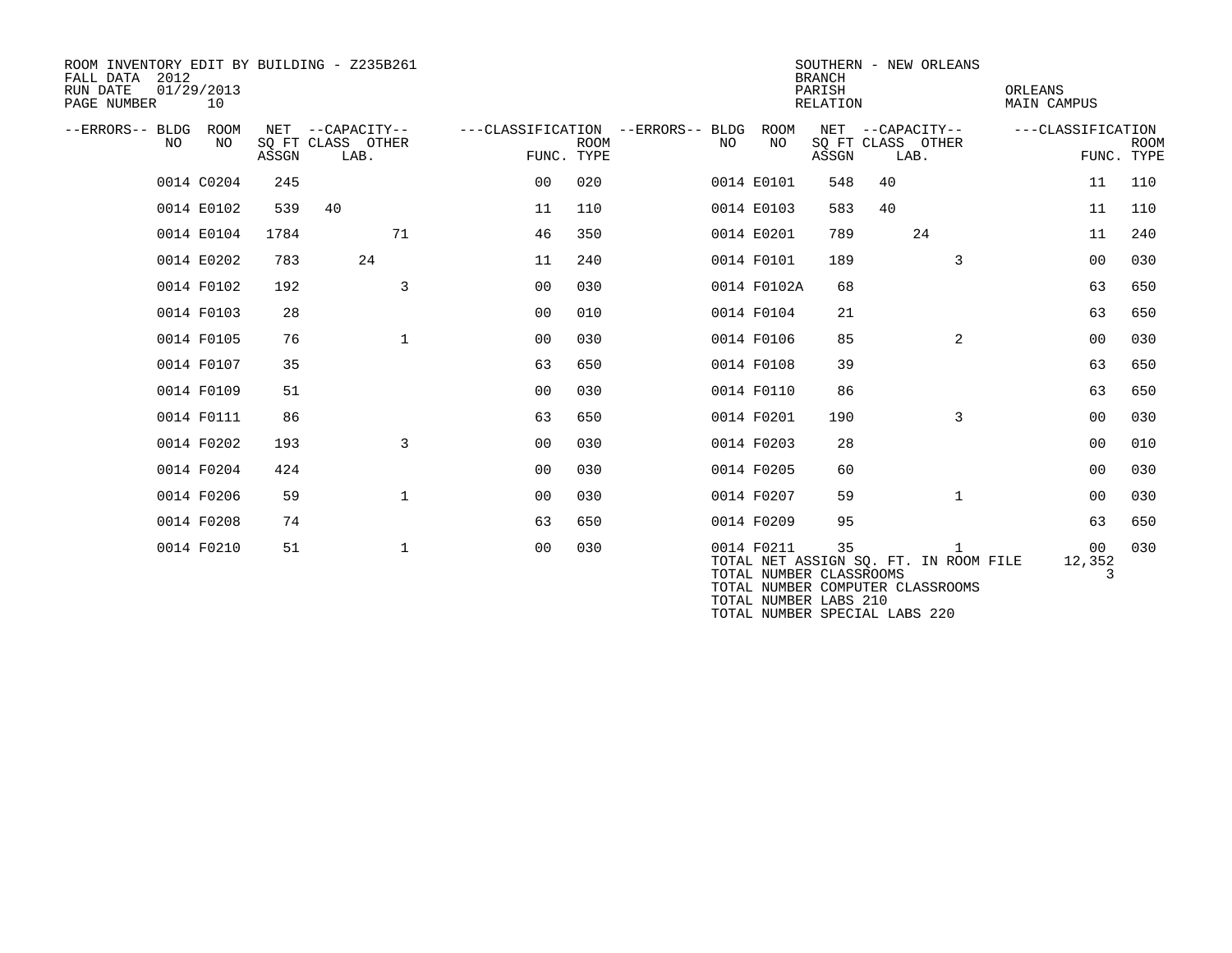ROOM INVENTORY EDIT BY BUILDING - Z235B261
FALL DATA 2012
RUN DATE 01/29/2013
PAGE NUMBER 10

SOUTHERN - NEW ORLEANS
BRANCH
PARISH ORLEANS
RELATION MAIN CAMPUS

| --ERRORS-- | BLDG NO | ROOM NO | NET SQ FT ASSGN | CAPACITY CLASS | CAPACITY LAB. | CAPACITY OTHER | CLASSIFICATION FUNC. | CLASSIFICATION ROOM TYPE | --ERRORS-- | BLDG NO | ROOM NO | NET SQ FT ASSGN | CAPACITY CLASS | CAPACITY LAB. | CAPACITY OTHER | CLASSIFICATION FUNC. | CLASSIFICATION ROOM TYPE |
|---|---|---|---|---|---|---|---|---|---|---|---|---|---|---|---|---|---|
| | 0014 | C0204 | 245 | | | | 00 | 020 | | 0014 | E0101 | 548 | 40 | | | 11 | 110 |
| | 0014 | E0102 | 539 | 40 | | | 11 | 110 | | 0014 | E0103 | 583 | 40 | | | 11 | 110 |
| | 0014 | E0104 | 1784 | | | 71 | 46 | 350 | | 0014 | E0201 | 789 | | 24 | | 11 | 240 |
| | 0014 | E0202 | 783 | | 24 | | 11 | 240 | | 0014 | F0101 | 189 | | | 3 | 00 | 030 |
| | 0014 | F0102 | 192 | | | 3 | 00 | 030 | | 0014 | F0102A | 68 | | | | 63 | 650 |
| | 0014 | F0103 | 28 | | | | 00 | 010 | | 0014 | F0104 | 21 | | | | 63 | 650 |
| | 0014 | F0105 | 76 | | | 1 | 00 | 030 | | 0014 | F0106 | 85 | | | 2 | 00 | 030 |
| | 0014 | F0107 | 35 | | | | 63 | 650 | | 0014 | F0108 | 39 | | | | 63 | 650 |
| | 0014 | F0109 | 51 | | | | 00 | 030 | | 0014 | F0110 | 86 | | | | 63 | 650 |
| | 0014 | F0111 | 86 | | | | 63 | 650 | | 0014 | F0201 | 190 | | | 3 | 00 | 030 |
| | 0014 | F0202 | 193 | | | 3 | 00 | 030 | | 0014 | F0203 | 28 | | | | 00 | 010 |
| | 0014 | F0204 | 424 | | | | 00 | 030 | | 0014 | F0205 | 60 | | | | 00 | 030 |
| | 0014 | F0206 | 59 | | | 1 | 00 | 030 | | 0014 | F0207 | 59 | | | 1 | 00 | 030 |
| | 0014 | F0208 | 74 | | | | 63 | 650 | | 0014 | F0209 | 95 | | | | 63 | 650 |
| | 0014 | F0210 | 51 | | | 1 | 00 | 030 | | 0014 | F0211 | 35 | | | 1 | 00 | 030 |

TOTAL NET ASSIGN SQ. FT. IN ROOM FILE 12,352
TOTAL NUMBER CLASSROOMS 3
TOTAL NUMBER COMPUTER CLASSROOMS
TOTAL NUMBER LABS 210
TOTAL NUMBER SPECIAL LABS 220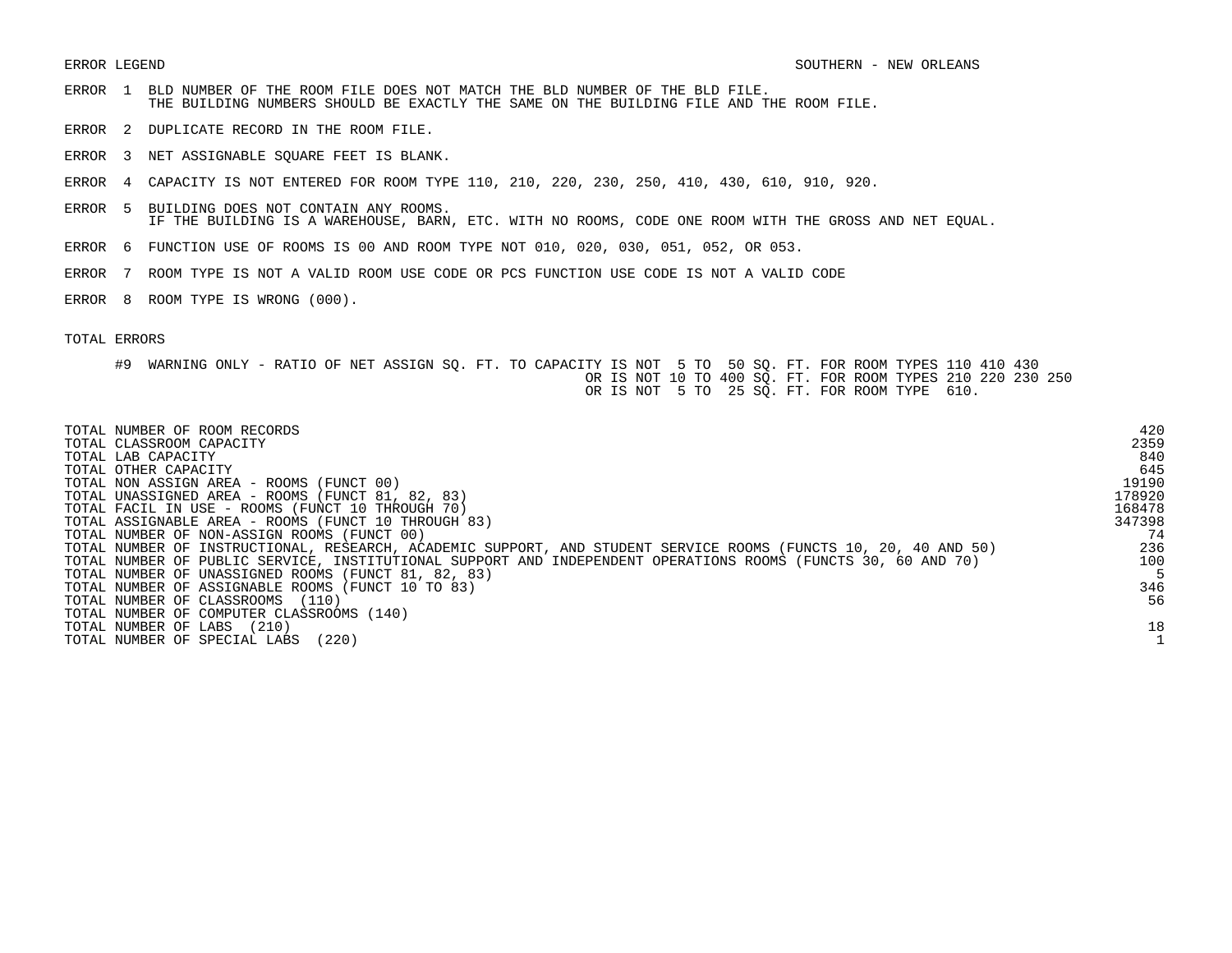ERROR LEGEND

SOUTHERN - NEW ORLEANS

ERROR 1 BLD NUMBER OF THE ROOM FILE DOES NOT MATCH THE BLD NUMBER OF THE BLD FILE.
THE BUILDING NUMBERS SHOULD BE EXACTLY THE SAME ON THE BUILDING FILE AND THE ROOM FILE.

ERROR 2 DUPLICATE RECORD IN THE ROOM FILE.

ERROR 3 NET ASSIGNABLE SQUARE FEET IS BLANK.

ERROR 4 CAPACITY IS NOT ENTERED FOR ROOM TYPE 110, 210, 220, 230, 250, 410, 430, 610, 910, 920.

ERROR 5 BUILDING DOES NOT CONTAIN ANY ROOMS.
IF THE BUILDING IS A WAREHOUSE, BARN, ETC. WITH NO ROOMS, CODE ONE ROOM WITH THE GROSS AND NET EQUAL.

ERROR 6 FUNCTION USE OF ROOMS IS 00 AND ROOM TYPE NOT 010, 020, 030, 051, 052, OR 053.

ERROR 7 ROOM TYPE IS NOT A VALID ROOM USE CODE OR PCS FUNCTION USE CODE IS NOT A VALID CODE

ERROR 8 ROOM TYPE IS WRONG (000).

TOTAL ERRORS

#9 WARNING ONLY - RATIO OF NET ASSIGN SQ. FT. TO CAPACITY IS NOT 5 TO 50 SQ. FT. FOR ROOM TYPES 110 410 430
OR IS NOT 10 TO 400 SQ. FT. FOR ROOM TYPES 210 220 230 250
OR IS NOT 5 TO 25 SQ. FT. FOR ROOM TYPE 610.

| | |
|---|---|
| TOTAL NUMBER OF ROOM RECORDS | 420 |
| TOTAL CLASSROOM CAPACITY | 2359 |
| TOTAL LAB CAPACITY | 840 |
| TOTAL OTHER CAPACITY | 645 |
| TOTAL NON ASSIGN AREA - ROOMS (FUNCT 00) | 19190 |
| TOTAL UNASSIGNED AREA - ROOMS (FUNCT 81, 82, 83) | 178920 |
| TOTAL FACIL IN USE - ROOMS (FUNCT 10 THROUGH 70) | 168478 |
| TOTAL ASSIGNABLE AREA - ROOMS (FUNCT 10 THROUGH 83) | 347398 |
| TOTAL NUMBER OF NON-ASSIGN ROOMS (FUNCT 00) | 74 |
| TOTAL NUMBER OF INSTRUCTIONAL, RESEARCH, ACADEMIC SUPPORT, AND STUDENT SERVICE ROOMS (FUNCTS 10, 20, 40 AND 50) | 236 |
| TOTAL NUMBER OF PUBLIC SERVICE, INSTITUTIONAL SUPPORT AND INDEPENDENT OPERATIONS ROOMS (FUNCTS 30, 60 AND 70) | 100 |
| TOTAL NUMBER OF UNASSIGNED ROOMS (FUNCT 81, 82, 83) | 5 |
| TOTAL NUMBER OF ASSIGNABLE ROOMS (FUNCT 10 TO 83) | 346 |
| TOTAL NUMBER OF CLASSROOMS (110) | 56 |
| TOTAL NUMBER OF COMPUTER CLASSROOMS (140) | |
| TOTAL NUMBER OF LABS (210) | 18 |
| TOTAL NUMBER OF SPECIAL LABS (220) | 1 |